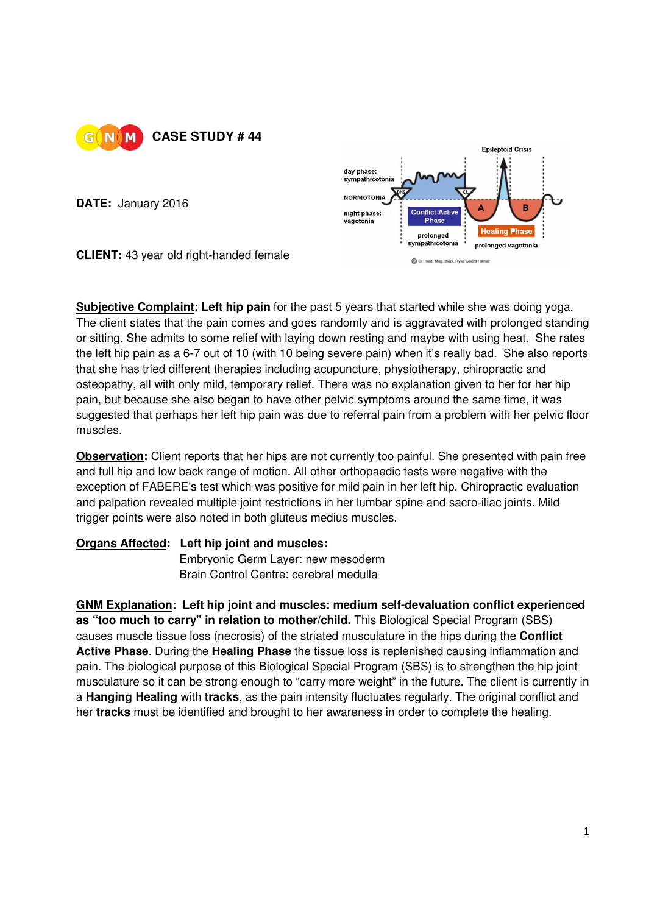GNM **CASE STUDY # 44**

**DATE:** January 2016

**CLIENT:** 43 year old right-handed female

**Subjective Complaint: Left hip pain** for the past 5 years that started while she was doing yoga. The client states that the pain comes and goes randomly and is aggravated with prolonged standing or sitting. She admits to some relief with laying down resting and maybe with using heat. She rates the left hip pain as a 6-7 out of 10 (with 10 being severe pain) when it's really bad. She also reports that she has tried different therapies including acupuncture, physiotherapy, chiropractic and osteopathy, all with only mild, temporary relief. There was no explanation given to her for her hip pain, but because she also began to have other pelvic symptoms around the same time, it was suggested that perhaps her left hip pain was due to referral pain from a problem with her pelvic floor muscles.

**Observation:** Client reports that her hips are not currently too painful. She presented with pain free and full hip and low back range of motion. All other orthopaedic tests were negative with the exception of FABERE's test which was positive for mild pain in her left hip. Chiropractic evaluation and palpation revealed multiple joint restrictions in her lumbar spine and sacro-iliac joints. Mild trigger points were also noted in both gluteus medius muscles.

**Organs Affected: Left hip joint and muscles:**
Embryonic Germ Layer: new mesoderm
Brain Control Centre: cerebral medulla

**GNM Explanation: Left hip joint and muscles: medium self-devaluation conflict experienced as "too much to carry" in relation to mother/child.** This Biological Special Program (SBS) causes muscle tissue loss (necrosis) of the striated musculature in the hips during the **Conflict Active Phase**. During the **Healing Phase** the tissue loss is replenished causing inflammation and pain. The biological purpose of this Biological Special Program (SBS) is to strengthen the hip joint musculature so it can be strong enough to "carry more weight" in the future. The client is currently in a **Hanging Healing** with **tracks**, as the pain intensity fluctuates regularly. The original conflict and her **tracks** must be identified and brought to her awareness in order to complete the healing.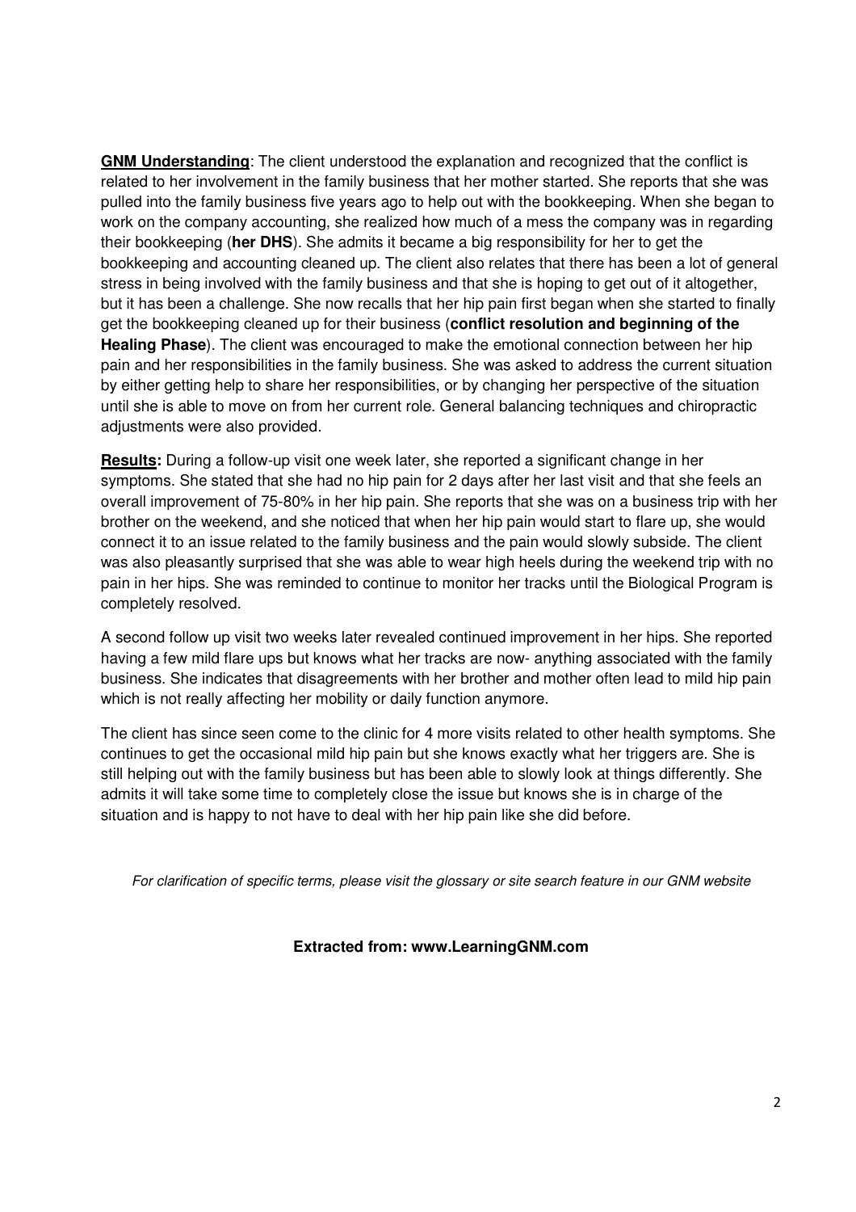**GNM Understanding**: The client understood the explanation and recognized that the conflict is related to her involvement in the family business that her mother started. She reports that she was pulled into the family business five years ago to help out with the bookkeeping. When she began to work on the company accounting, she realized how much of a mess the company was in regarding their bookkeeping (**her DHS**). She admits it became a big responsibility for her to get the bookkeeping and accounting cleaned up. The client also relates that there has been a lot of general stress in being involved with the family business and that she is hoping to get out of it altogether, but it has been a challenge. She now recalls that her hip pain first began when she started to finally get the bookkeeping cleaned up for their business (**conflict resolution and beginning of the Healing Phase**). The client was encouraged to make the emotional connection between her hip pain and her responsibilities in the family business. She was asked to address the current situation by either getting help to share her responsibilities, or by changing her perspective of the situation until she is able to move on from her current role. General balancing techniques and chiropractic adjustments were also provided.

**Results:** During a follow-up visit one week later, she reported a significant change in her symptoms. She stated that she had no hip pain for 2 days after her last visit and that she feels an overall improvement of 75-80% in her hip pain. She reports that she was on a business trip with her brother on the weekend, and she noticed that when her hip pain would start to flare up, she would connect it to an issue related to the family business and the pain would slowly subside. The client was also pleasantly surprised that she was able to wear high heels during the weekend trip with no pain in her hips. She was reminded to continue to monitor her tracks until the Biological Program is completely resolved.

A second follow up visit two weeks later revealed continued improvement in her hips. She reported having a few mild flare ups but knows what her tracks are now- anything associated with the family business. She indicates that disagreements with her brother and mother often lead to mild hip pain which is not really affecting her mobility or daily function anymore.

The client has since seen come to the clinic for 4 more visits related to other health symptoms. She continues to get the occasional mild hip pain but she knows exactly what her triggers are. She is still helping out with the family business but has been able to slowly look at things differently. She admits it will take some time to completely close the issue but knows she is in charge of the situation and is happy to not have to deal with her hip pain like she did before.

*For clarification of specific terms, please visit the glossary or site search feature in our GNM website*

**Extracted from: www.LearningGNM.com**